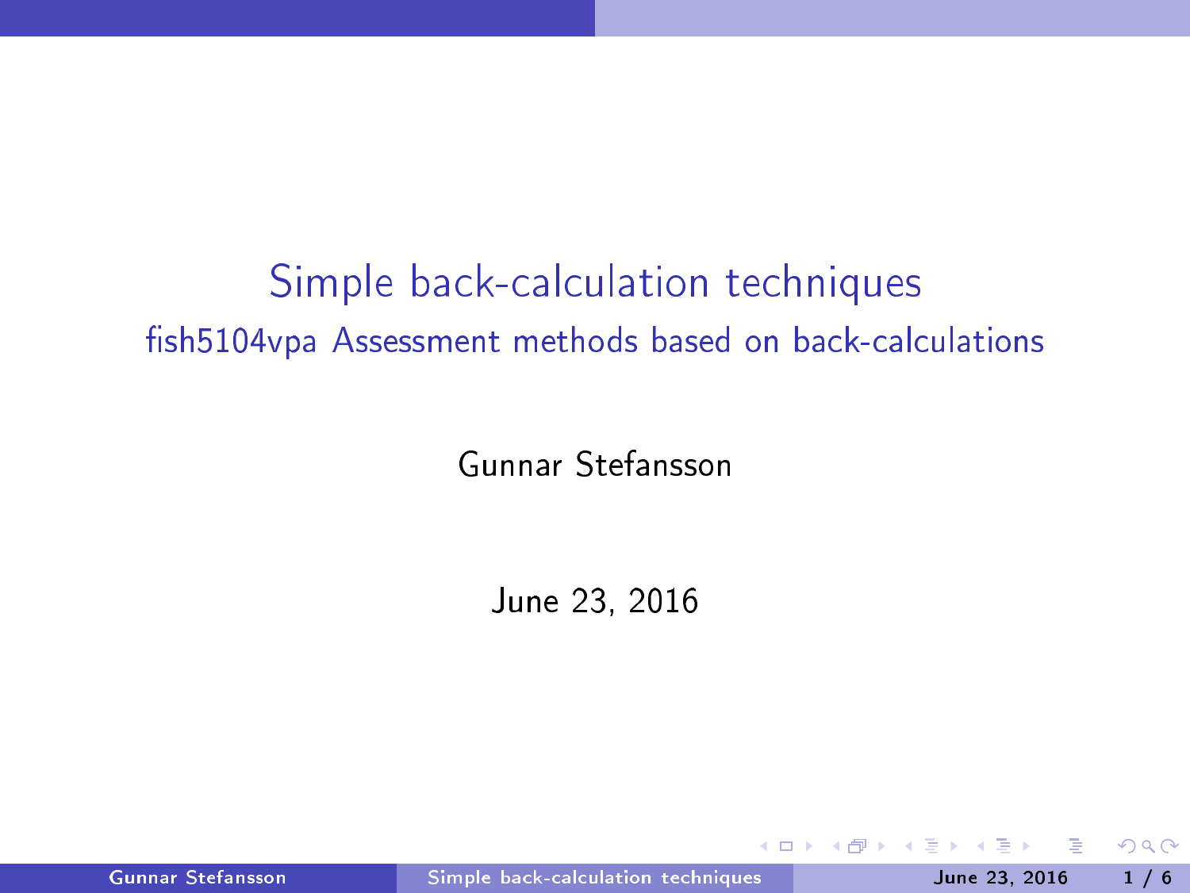# Simple back-calculation techniques

## fish5104vpa Assessment methods based on back-calculations

Gunnar Stefansson

June 23, 2016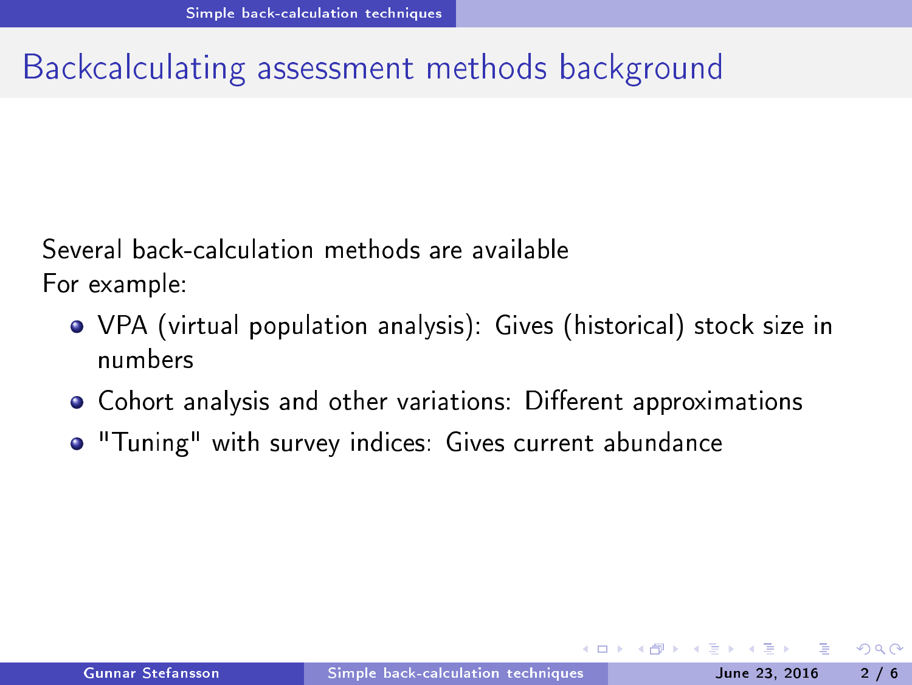# Backcalculating assessment methods background

Several back-calculation methods are available
For example:

- VPA (virtual population analysis): Gives (historical) stock size in numbers
- Cohort analysis and other variations: Different approximations
- "Tuning" with survey indices: Gives current abundance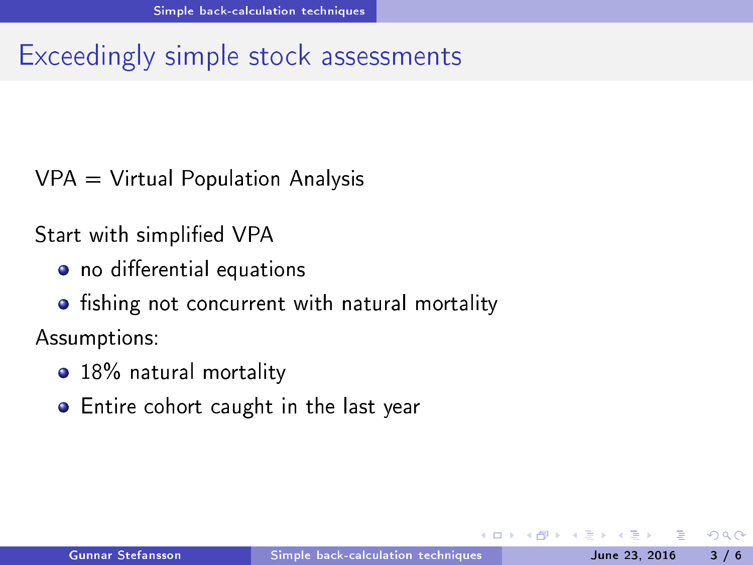# Exceedingly simple stock assessments

VPA = Virtual Population Analysis

Start with simplified VPA

- no differential equations
- fishing not concurrent with natural mortality

Assumptions:

- 18% natural mortality
- Entire cohort caught in the last year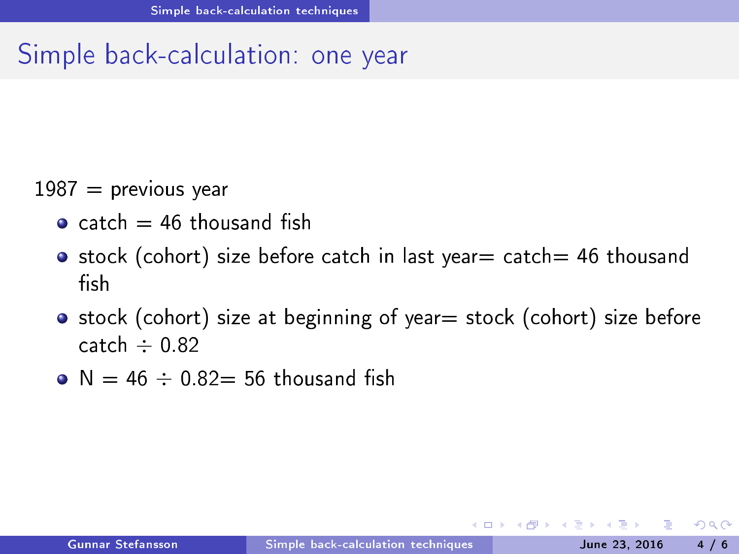# Simple back-calculation: one year

1987 = previous year

- catch = 46 thousand fish
- stock (cohort) size before catch in last year= catch= 46 thousand fish
- stock (cohort) size at beginning of year= stock (cohort) size before catch $\div$ 0.82
- N = 46 $\div$ 0.82= 56 thousand fish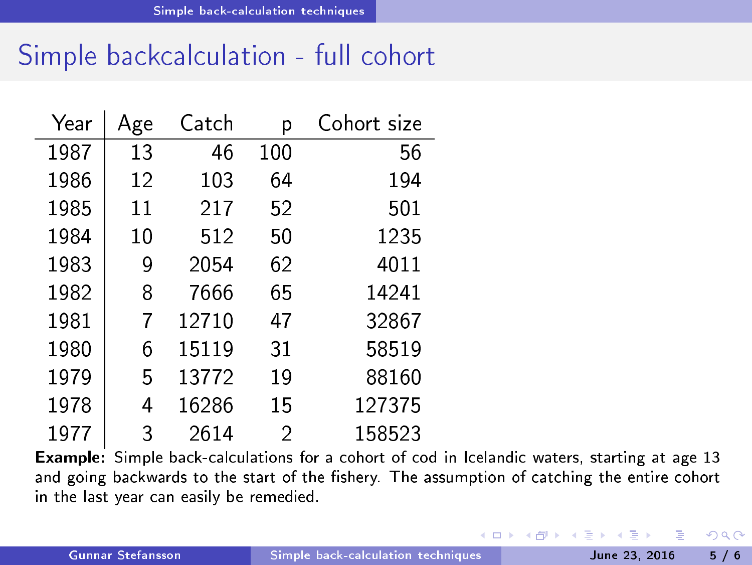# Simple backcalculation - full cohort

| Year | Age | Catch | p | Cohort size |
|---|---|---|---|---|
| 1987 | 13 | 46 | 100 | 56 |
| 1986 | 12 | 103 | 64 | 194 |
| 1985 | 11 | 217 | 52 | 501 |
| 1984 | 10 | 512 | 50 | 1235 |
| 1983 | 9 | 2054 | 62 | 4011 |
| 1982 | 8 | 7666 | 65 | 14241 |
| 1981 | 7 | 12710 | 47 | 32867 |
| 1980 | 6 | 15119 | 31 | 58519 |
| 1979 | 5 | 13772 | 19 | 88160 |
| 1978 | 4 | 16286 | 15 | 127375 |
| 1977 | 3 | 2614 | 2 | 158523 |

**Example:** Simple back-calculations for a cohort of cod in Icelandic waters, starting at age 13 and going backwards to the start of the fishery. The assumption of catching the entire cohort in the last year can easily be remedied.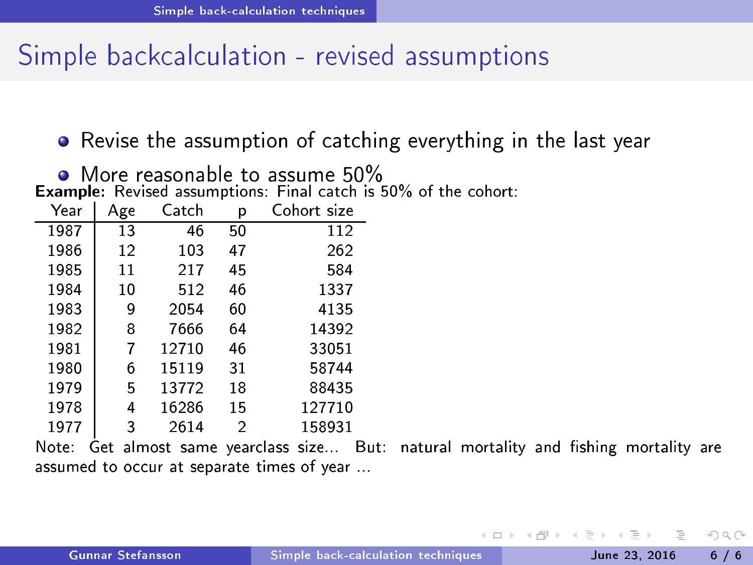# Simple backcalculation - revised assumptions

- Revise the assumption of catching everything in the last year
- More reasonable to assume 50%

**Example:** Revised assumptions: Final catch is 50% of the cohort:

| Year | Age | Catch | p | Cohort size |
|---|---|---|---|---|
| 1987 | 13 | 46 | 50 | 112 |
| 1986 | 12 | 103 | 47 | 262 |
| 1985 | 11 | 217 | 45 | 584 |
| 1984 | 10 | 512 | 46 | 1337 |
| 1983 | 9 | 2054 | 60 | 4135 |
| 1982 | 8 | 7666 | 64 | 14392 |
| 1981 | 7 | 12710 | 46 | 33051 |
| 1980 | 6 | 15119 | 31 | 58744 |
| 1979 | 5 | 13772 | 18 | 88435 |
| 1978 | 4 | 16286 | 15 | 127710 |
| 1977 | 3 | 2614 | 2 | 158931 |

Note: Get almost same yearclass size... But: natural mortality and fishing mortality are assumed to occur at separate times of year ...